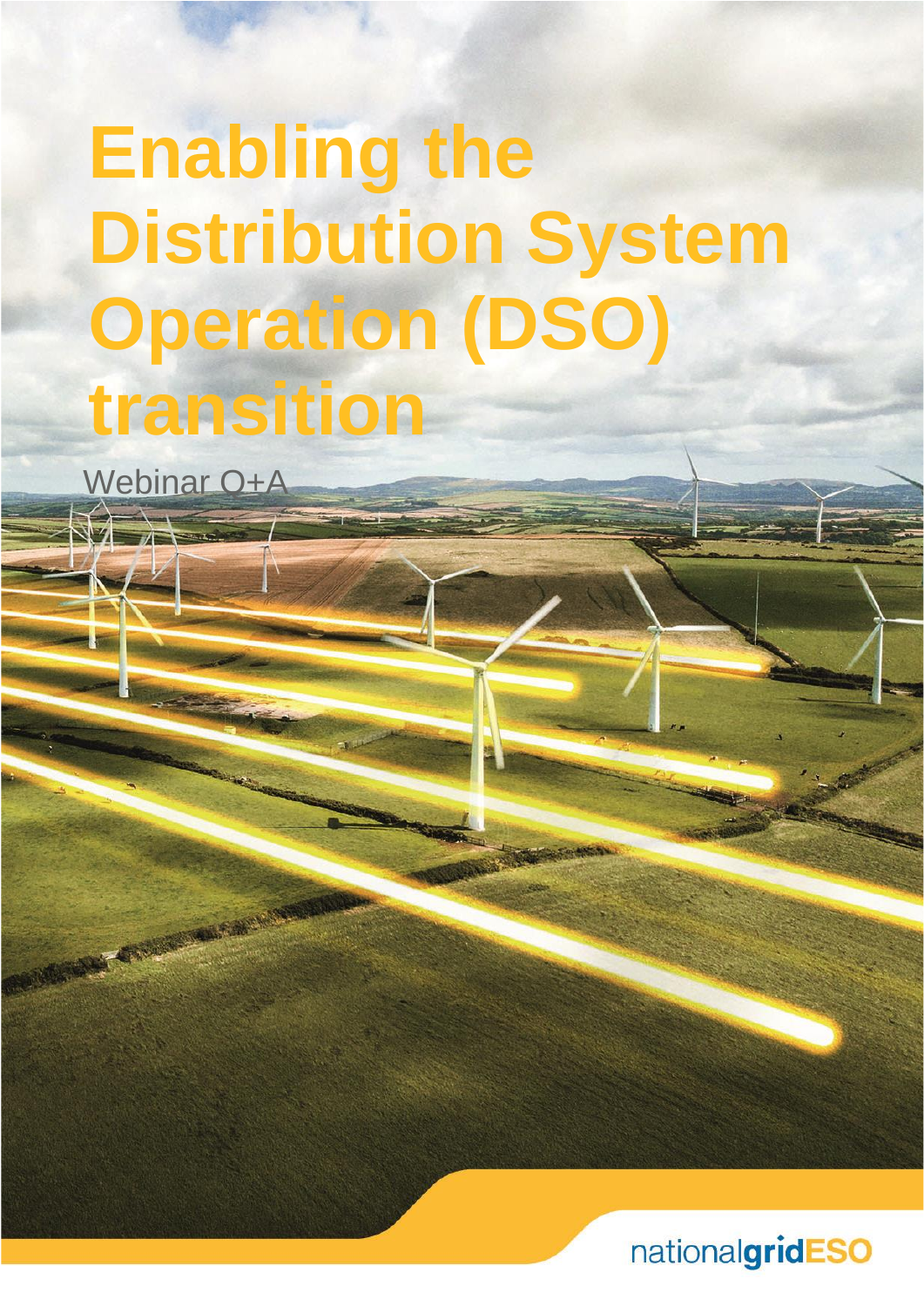# Enabling the Distribution System Operation (DSO) transition

Webinar Q+A

nationalgridESO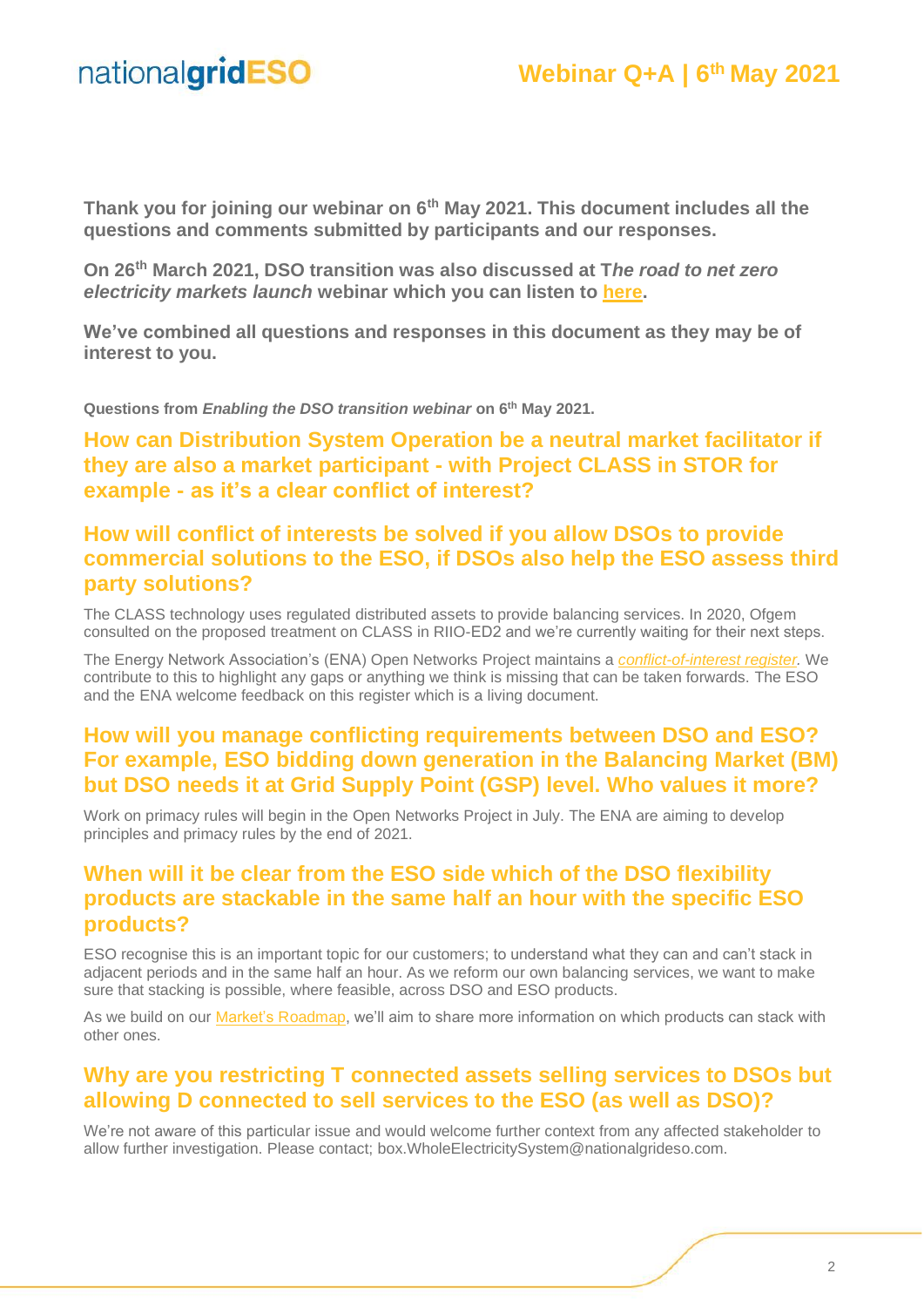Thank you for joining our webinar on 6th May 2021. This document includes all the questions and comments submitted by participants and our responses.

On 26th March 2021, DSO transition was also discussed at T*he road to net zero electricity markets launch* webinar which you can listen to [here](here).

We've combined all questions and responses in this document as they may be of interest to you.

**Questions from *Enabling the DSO transition webinar* on 6th May 2021.**

## How can Distribution System Operation be a neutral market facilitator if they are also a market participant - with Project CLASS in STOR for example - as it's a clear conflict of interest?

## How will conflict of interests be solved if you allow DSOs to provide commercial solutions to the ESO, if DSOs also help the ESO assess third party solutions?

The CLASS technology uses regulated distributed assets to provide balancing services. In 2020, Ofgem consulted on the proposed treatment on CLASS in RIIO-ED2 and we're currently waiting for their next steps.

The Energy Network Association's (ENA) Open Networks Project maintains a *conflict-of-interest register*. We contribute to this to highlight any gaps or anything we think is missing that can be taken forwards. The ESO and the ENA welcome feedback on this register which is a living document.

## How will you manage conflicting requirements between DSO and ESO? For example, ESO bidding down generation in the Balancing Market (BM) but DSO needs it at Grid Supply Point (GSP) level. Who values it more?

Work on primacy rules will begin in the Open Networks Project in July. The ENA are aiming to develop principles and primacy rules by the end of 2021.

## When will it be clear from the ESO side which of the DSO flexibility products are stackable in the same half an hour with the specific ESO products?

ESO recognise this is an important topic for our customers; to understand what they can and can't stack in adjacent periods and in the same half an hour. As we reform our own balancing services, we want to make sure that stacking is possible, where feasible, across DSO and ESO products.

As we build on our Market's Roadmap, we'll aim to share more information on which products can stack with other ones.

## Why are you restricting T connected assets selling services to DSOs but allowing D connected to sell services to the ESO (as well as DSO)?

We're not aware of this particular issue and would welcome further context from any affected stakeholder to allow further investigation. Please contact; box.WholeElectricitySystem@nationalgrideso.com.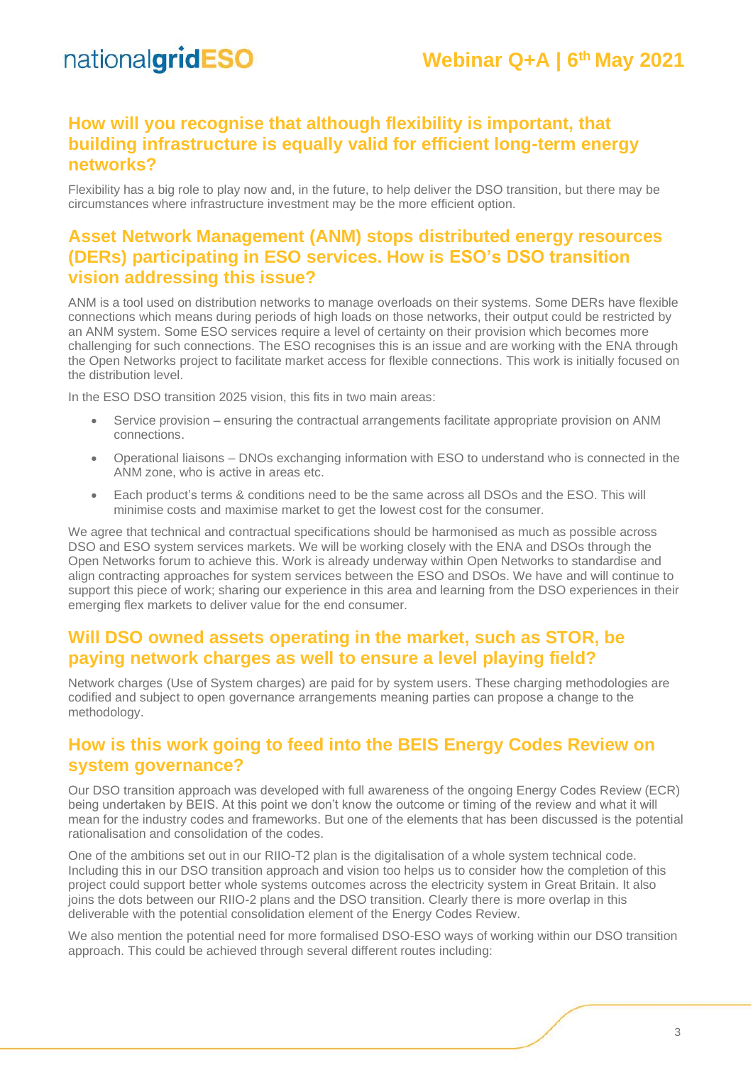## How will you recognise that although flexibility is important, that building infrastructure is equally valid for efficient long-term energy networks?

Flexibility has a big role to play now and, in the future, to help deliver the DSO transition, but there may be circumstances where infrastructure investment may be the more efficient option.

## Asset Network Management (ANM) stops distributed energy resources (DERs) participating in ESO services. How is ESO's DSO transition vision addressing this issue?

ANM is a tool used on distribution networks to manage overloads on their systems. Some DERs have flexible connections which means during periods of high loads on those networks, their output could be restricted by an ANM system. Some ESO services require a level of certainty on their provision which becomes more challenging for such connections. The ESO recognises this is an issue and are working with the ENA through the Open Networks project to facilitate market access for flexible connections. This work is initially focused on the distribution level.

In the ESO DSO transition 2025 vision, this fits in two main areas:

- Service provision – ensuring the contractual arrangements facilitate appropriate provision on ANM connections.
- Operational liaisons – DNOs exchanging information with ESO to understand who is connected in the ANM zone, who is active in areas etc.
- Each product's terms & conditions need to be the same across all DSOs and the ESO. This will minimise costs and maximise market to get the lowest cost for the consumer.

We agree that technical and contractual specifications should be harmonised as much as possible across DSO and ESO system services markets. We will be working closely with the ENA and DSOs through the Open Networks forum to achieve this. Work is already underway within Open Networks to standardise and align contracting approaches for system services between the ESO and DSOs. We have and will continue to support this piece of work; sharing our experience in this area and learning from the DSO experiences in their emerging flex markets to deliver value for the end consumer.

## Will DSO owned assets operating in the market, such as STOR, be paying network charges as well to ensure a level playing field?

Network charges (Use of System charges) are paid for by system users. These charging methodologies are codified and subject to open governance arrangements meaning parties can propose a change to the methodology.

## How is this work going to feed into the BEIS Energy Codes Review on system governance?

Our DSO transition approach was developed with full awareness of the ongoing Energy Codes Review (ECR) being undertaken by BEIS. At this point we don't know the outcome or timing of the review and what it will mean for the industry codes and frameworks. But one of the elements that has been discussed is the potential rationalisation and consolidation of the codes.

One of the ambitions set out in our RIIO-T2 plan is the digitalisation of a whole system technical code. Including this in our DSO transition approach and vision too helps us to consider how the completion of this project could support better whole systems outcomes across the electricity system in Great Britain. It also joins the dots between our RIIO-2 plans and the DSO transition. Clearly there is more overlap in this deliverable with the potential consolidation element of the Energy Codes Review.

We also mention the potential need for more formalised DSO-ESO ways of working within our DSO transition approach. This could be achieved through several different routes including: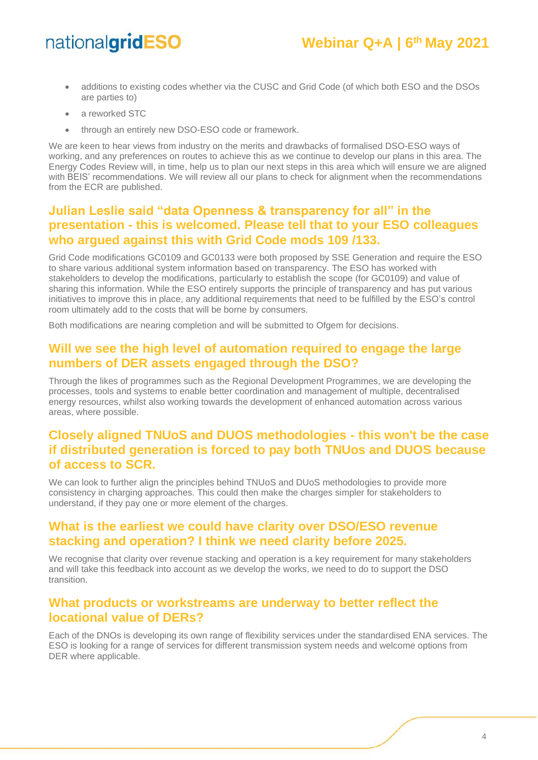- additions to existing codes whether via the CUSC and Grid Code (of which both ESO and the DSOs are parties to)
- a reworked STC
- through an entirely new DSO-ESO code or framework.

We are keen to hear views from industry on the merits and drawbacks of formalised DSO-ESO ways of working, and any preferences on routes to achieve this as we continue to develop our plans in this area. The Energy Codes Review will, in time, help us to plan our next steps in this area which will ensure we are aligned with BEIS' recommendations. We will review all our plans to check for alignment when the recommendations from the ECR are published.

## Julian Leslie said "data Openness & transparency for all" in the presentation - this is welcomed. Please tell that to your ESO colleagues who argued against this with Grid Code mods 109 /133.

Grid Code modifications GC0109 and GC0133 were both proposed by SSE Generation and require the ESO to share various additional system information based on transparency. The ESO has worked with stakeholders to develop the modifications, particularly to establish the scope (for GC0109) and value of sharing this information. While the ESO entirely supports the principle of transparency and has put various initiatives to improve this in place, any additional requirements that need to be fulfilled by the ESO's control room ultimately add to the costs that will be borne by consumers.

Both modifications are nearing completion and will be submitted to Ofgem for decisions.

## Will we see the high level of automation required to engage the large numbers of DER assets engaged through the DSO?

Through the likes of programmes such as the Regional Development Programmes, we are developing the processes, tools and systems to enable better coordination and management of multiple, decentralised energy resources, whilst also working towards the development of enhanced automation across various areas, where possible.

## Closely aligned TNUoS and DUOS methodologies - this won't be the case if distributed generation is forced to pay both TNUos and DUOS because of access to SCR.

We can look to further align the principles behind TNUoS and DUoS methodologies to provide more consistency in charging approaches. This could then make the charges simpler for stakeholders to understand, if they pay one or more element of the charges.

## What is the earliest we could have clarity over DSO/ESO revenue stacking and operation? I think we need clarity before 2025.

We recognise that clarity over revenue stacking and operation is a key requirement for many stakeholders and will take this feedback into account as we develop the works, we need to do to support the DSO transition.

## What products or workstreams are underway to better reflect the locational value of DERs?

Each of the DNOs is developing its own range of flexibility services under the standardised ENA services. The ESO is looking for a range of services for different transmission system needs and welcome options from DER where applicable.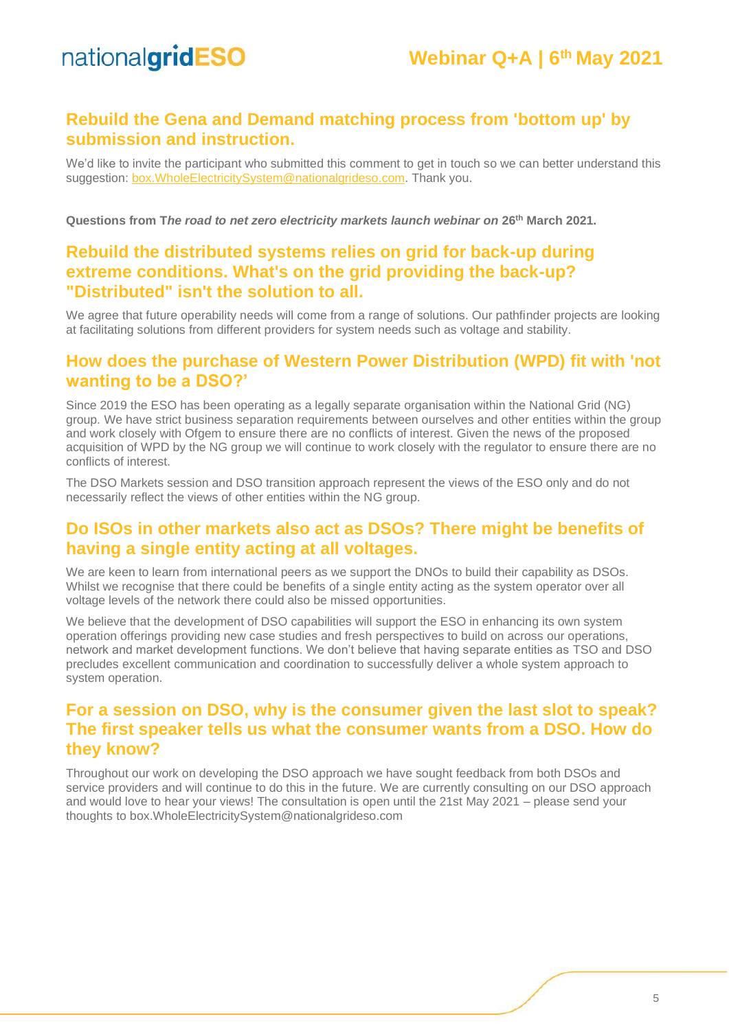## Rebuild the Gena and Demand matching process from 'bottom up' by submission and instruction.

We'd like to invite the participant who submitted this comment to get in touch so we can better understand this suggestion: box.WholeElectricitySystem@nationalgrideso.com. Thank you.

**Questions from T*he road to net zero electricity markets launch webinar on* 26th March 2021.**

## Rebuild the distributed systems relies on grid for back-up during extreme conditions. What's on the grid providing the back-up? "Distributed" isn't the solution to all.

We agree that future operability needs will come from a range of solutions. Our pathfinder projects are looking at facilitating solutions from different providers for system needs such as voltage and stability.

## How does the purchase of Western Power Distribution (WPD) fit with 'not wanting to be a DSO?'

Since 2019 the ESO has been operating as a legally separate organisation within the National Grid (NG) group. We have strict business separation requirements between ourselves and other entities within the group and work closely with Ofgem to ensure there are no conflicts of interest. Given the news of the proposed acquisition of WPD by the NG group we will continue to work closely with the regulator to ensure there are no conflicts of interest.

The DSO Markets session and DSO transition approach represent the views of the ESO only and do not necessarily reflect the views of other entities within the NG group.

## Do ISOs in other markets also act as DSOs? There might be benefits of having a single entity acting at all voltages.

We are keen to learn from international peers as we support the DNOs to build their capability as DSOs. Whilst we recognise that there could be benefits of a single entity acting as the system operator over all voltage levels of the network there could also be missed opportunities.

We believe that the development of DSO capabilities will support the ESO in enhancing its own system operation offerings providing new case studies and fresh perspectives to build on across our operations, network and market development functions. We don't believe that having separate entities as TSO and DSO precludes excellent communication and coordination to successfully deliver a whole system approach to system operation.

## For a session on DSO, why is the consumer given the last slot to speak? The first speaker tells us what the consumer wants from a DSO. How do they know?

Throughout our work on developing the DSO approach we have sought feedback from both DSOs and service providers and will continue to do this in the future. We are currently consulting on our DSO approach and would love to hear your views! The consultation is open until the 21st May 2021 – please send your thoughts to box.WholeElectricitySystem@nationalgrideso.com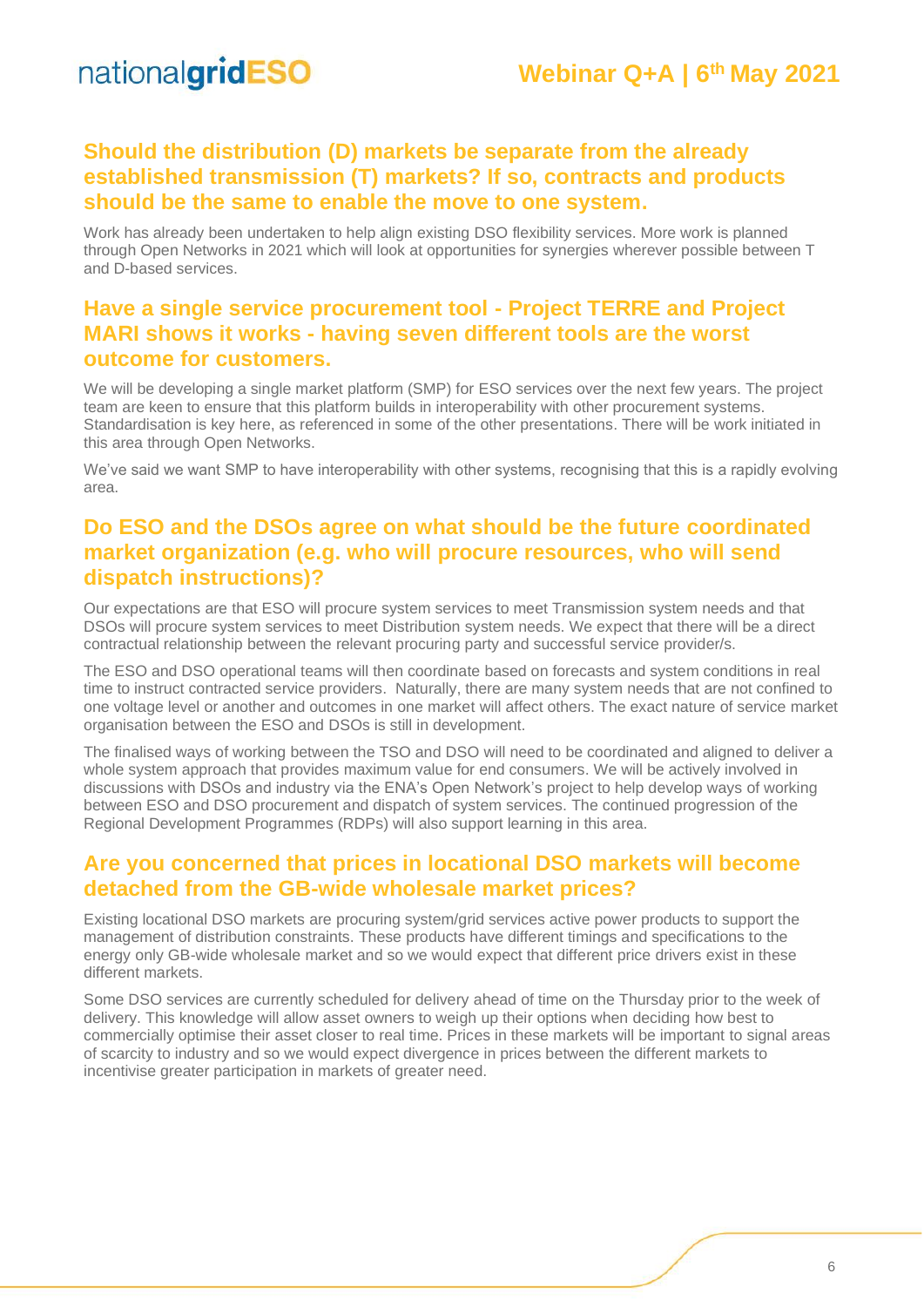## Should the distribution (D) markets be separate from the already established transmission (T) markets? If so, contracts and products should be the same to enable the move to one system.

Work has already been undertaken to help align existing DSO flexibility services. More work is planned through Open Networks in 2021 which will look at opportunities for synergies wherever possible between T and D-based services.

## Have a single service procurement tool - Project TERRE and Project MARI shows it works - having seven different tools are the worst outcome for customers.

We will be developing a single market platform (SMP) for ESO services over the next few years. The project team are keen to ensure that this platform builds in interoperability with other procurement systems. Standardisation is key here, as referenced in some of the other presentations. There will be work initiated in this area through Open Networks.

We've said we want SMP to have interoperability with other systems, recognising that this is a rapidly evolving area.

## Do ESO and the DSOs agree on what should be the future coordinated market organization (e.g. who will procure resources, who will send dispatch instructions)?

Our expectations are that ESO will procure system services to meet Transmission system needs and that DSOs will procure system services to meet Distribution system needs. We expect that there will be a direct contractual relationship between the relevant procuring party and successful service provider/s.

The ESO and DSO operational teams will then coordinate based on forecasts and system conditions in real time to instruct contracted service providers. Naturally, there are many system needs that are not confined to one voltage level or another and outcomes in one market will affect others. The exact nature of service market organisation between the ESO and DSOs is still in development.

The finalised ways of working between the TSO and DSO will need to be coordinated and aligned to deliver a whole system approach that provides maximum value for end consumers. We will be actively involved in discussions with DSOs and industry via the ENA's Open Network's project to help develop ways of working between ESO and DSO procurement and dispatch of system services. The continued progression of the Regional Development Programmes (RDPs) will also support learning in this area.

## Are you concerned that prices in locational DSO markets will become detached from the GB-wide wholesale market prices?

Existing locational DSO markets are procuring system/grid services active power products to support the management of distribution constraints. These products have different timings and specifications to the energy only GB-wide wholesale market and so we would expect that different price drivers exist in these different markets.

Some DSO services are currently scheduled for delivery ahead of time on the Thursday prior to the week of delivery. This knowledge will allow asset owners to weigh up their options when deciding how best to commercially optimise their asset closer to real time. Prices in these markets will be important to signal areas of scarcity to industry and so we would expect divergence in prices between the different markets to incentivise greater participation in markets of greater need.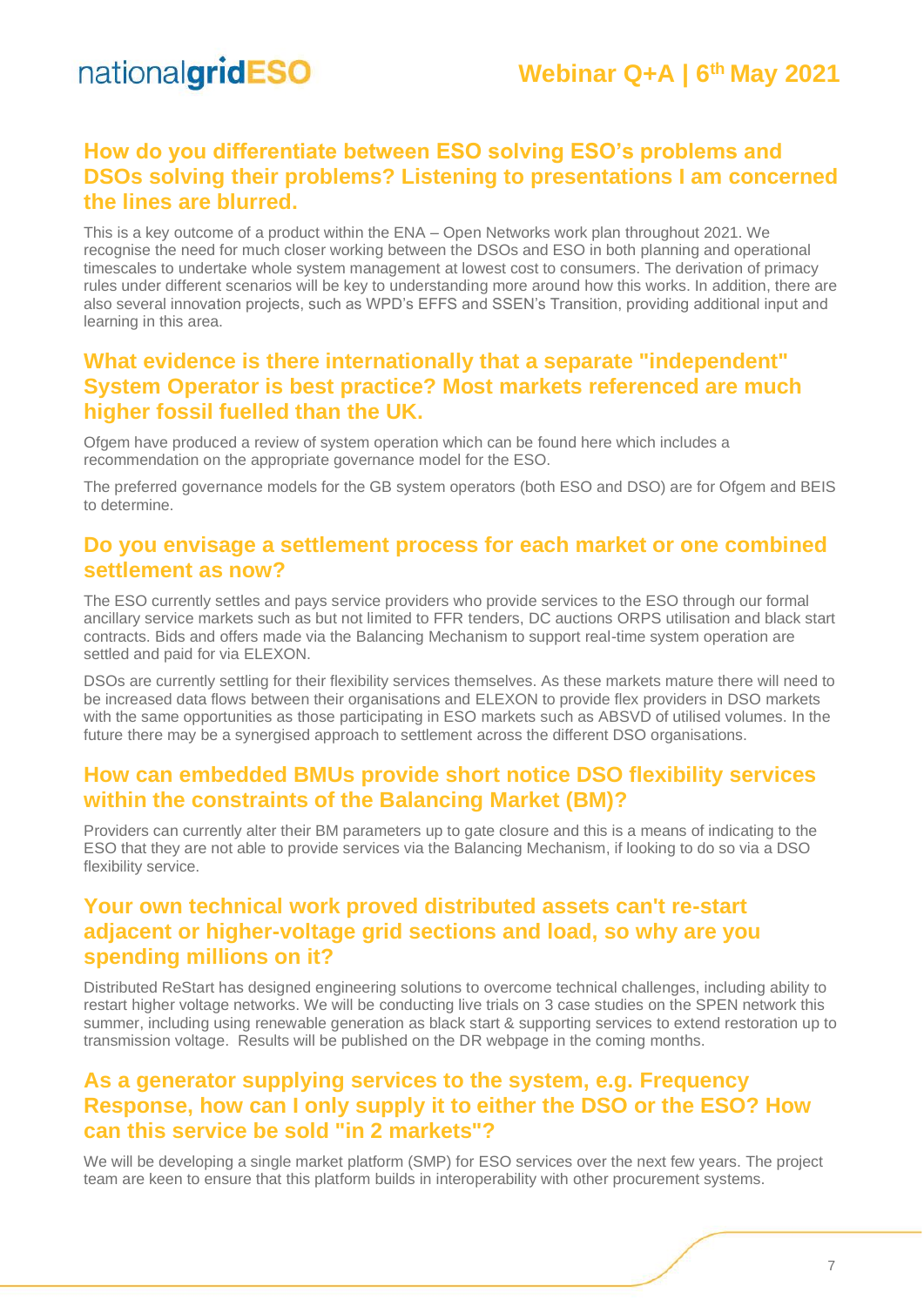## How do you differentiate between ESO solving ESO's problems and DSOs solving their problems? Listening to presentations I am concerned the lines are blurred.

This is a key outcome of a product within the ENA – Open Networks work plan throughout 2021. We recognise the need for much closer working between the DSOs and ESO in both planning and operational timescales to undertake whole system management at lowest cost to consumers. The derivation of primacy rules under different scenarios will be key to understanding more around how this works. In addition, there are also several innovation projects, such as WPD's EFFS and SSEN's Transition, providing additional input and learning in this area.

## What evidence is there internationally that a separate "independent" System Operator is best practice? Most markets referenced are much higher fossil fuelled than the UK.

Ofgem have produced a review of system operation which can be found here which includes a recommendation on the appropriate governance model for the ESO.

The preferred governance models for the GB system operators (both ESO and DSO) are for Ofgem and BEIS to determine.

## Do you envisage a settlement process for each market or one combined settlement as now?

The ESO currently settles and pays service providers who provide services to the ESO through our formal ancillary service markets such as but not limited to FFR tenders, DC auctions ORPS utilisation and black start contracts. Bids and offers made via the Balancing Mechanism to support real-time system operation are settled and paid for via ELEXON.

DSOs are currently settling for their flexibility services themselves. As these markets mature there will need to be increased data flows between their organisations and ELEXON to provide flex providers in DSO markets with the same opportunities as those participating in ESO markets such as ABSVD of utilised volumes. In the future there may be a synergised approach to settlement across the different DSO organisations.

## How can embedded BMUs provide short notice DSO flexibility services within the constraints of the Balancing Market (BM)?

Providers can currently alter their BM parameters up to gate closure and this is a means of indicating to the ESO that they are not able to provide services via the Balancing Mechanism, if looking to do so via a DSO flexibility service.

## Your own technical work proved distributed assets can't re-start adjacent or higher-voltage grid sections and load, so why are you spending millions on it?

Distributed ReStart has designed engineering solutions to overcome technical challenges, including ability to restart higher voltage networks. We will be conducting live trials on 3 case studies on the SPEN network this summer, including using renewable generation as black start & supporting services to extend restoration up to transmission voltage. Results will be published on the DR webpage in the coming months.

## As a generator supplying services to the system, e.g. Frequency Response, how can I only supply it to either the DSO or the ESO? How can this service be sold "in 2 markets"?

We will be developing a single market platform (SMP) for ESO services over the next few years. The project team are keen to ensure that this platform builds in interoperability with other procurement systems.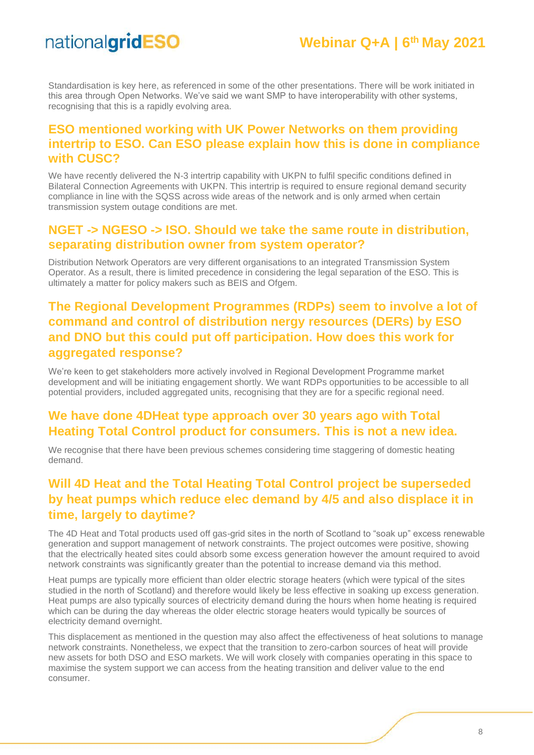Standardisation is key here, as referenced in some of the other presentations. There will be work initiated in this area through Open Networks. We've said we want SMP to have interoperability with other systems, recognising that this is a rapidly evolving area.

## ESO mentioned working with UK Power Networks on them providing intertrip to ESO. Can ESO please explain how this is done in compliance with CUSC?

We have recently delivered the N-3 intertrip capability with UKPN to fulfil specific conditions defined in Bilateral Connection Agreements with UKPN. This intertrip is required to ensure regional demand security compliance in line with the SQSS across wide areas of the network and is only armed when certain transmission system outage conditions are met.

## NGET -> NGESO -> ISO. Should we take the same route in distribution, separating distribution owner from system operator?

Distribution Network Operators are very different organisations to an integrated Transmission System Operator. As a result, there is limited precedence in considering the legal separation of the ESO. This is ultimately a matter for policy makers such as BEIS and Ofgem.

## The Regional Development Programmes (RDPs) seem to involve a lot of command and control of distribution nergy resources (DERs) by ESO and DNO but this could put off participation. How does this work for aggregated response?

We're keen to get stakeholders more actively involved in Regional Development Programme market development and will be initiating engagement shortly. We want RDPs opportunities to be accessible to all potential providers, included aggregated units, recognising that they are for a specific regional need.

## We have done 4DHeat type approach over 30 years ago with Total Heating Total Control product for consumers. This is not a new idea.

We recognise that there have been previous schemes considering time staggering of domestic heating demand.

## Will 4D Heat and the Total Heating Total Control project be superseded by heat pumps which reduce elec demand by 4/5 and also displace it in time, largely to daytime?

The 4D Heat and Total products used off gas-grid sites in the north of Scotland to "soak up" excess renewable generation and support management of network constraints. The project outcomes were positive, showing that the electrically heated sites could absorb some excess generation however the amount required to avoid network constraints was significantly greater than the potential to increase demand via this method.

Heat pumps are typically more efficient than older electric storage heaters (which were typical of the sites studied in the north of Scotland) and therefore would likely be less effective in soaking up excess generation. Heat pumps are also typically sources of electricity demand during the hours when home heating is required which can be during the day whereas the older electric storage heaters would typically be sources of electricity demand overnight.

This displacement as mentioned in the question may also affect the effectiveness of heat solutions to manage network constraints. Nonetheless, we expect that the transition to zero-carbon sources of heat will provide new assets for both DSO and ESO markets. We will work closely with companies operating in this space to maximise the system support we can access from the heating transition and deliver value to the end consumer.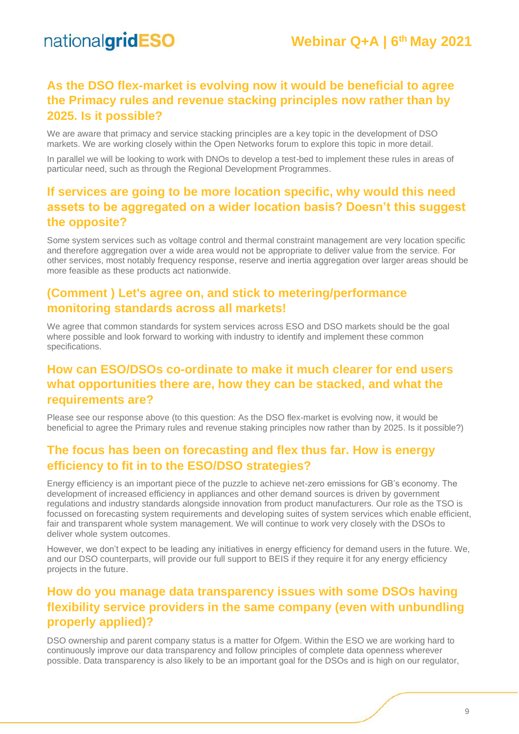## As the DSO flex-market is evolving now it would be beneficial to agree the Primacy rules and revenue stacking principles now rather than by 2025. Is it possible?

We are aware that primacy and service stacking principles are a key topic in the development of DSO markets. We are working closely within the Open Networks forum to explore this topic in more detail.

In parallel we will be looking to work with DNOs to develop a test-bed to implement these rules in areas of particular need, such as through the Regional Development Programmes.

## If services are going to be more location specific, why would this need assets to be aggregated on a wider location basis? Doesn't this suggest the opposite?

Some system services such as voltage control and thermal constraint management are very location specific and therefore aggregation over a wide area would not be appropriate to deliver value from the service. For other services, most notably frequency response, reserve and inertia aggregation over larger areas should be more feasible as these products act nationwide.

## (Comment ) Let's agree on, and stick to metering/performance monitoring standards across all markets!

We agree that common standards for system services across ESO and DSO markets should be the goal where possible and look forward to working with industry to identify and implement these common specifications.

## How can ESO/DSOs co-ordinate to make it much clearer for end users what opportunities there are, how they can be stacked, and what the requirements are?

Please see our response above (to this question: As the DSO flex-market is evolving now, it would be beneficial to agree the Primary rules and revenue staking principles now rather than by 2025. Is it possible?)

## The focus has been on forecasting and flex thus far. How is energy efficiency to fit in to the ESO/DSO strategies?

Energy efficiency is an important piece of the puzzle to achieve net-zero emissions for GB's economy. The development of increased efficiency in appliances and other demand sources is driven by government regulations and industry standards alongside innovation from product manufacturers. Our role as the TSO is focussed on forecasting system requirements and developing suites of system services which enable efficient, fair and transparent whole system management. We will continue to work very closely with the DSOs to deliver whole system outcomes.

However, we don't expect to be leading any initiatives in energy efficiency for demand users in the future. We, and our DSO counterparts, will provide our full support to BEIS if they require it for any energy efficiency projects in the future.

## How do you manage data transparency issues with some DSOs having flexibility service providers in the same company (even with unbundling properly applied)?

DSO ownership and parent company status is a matter for Ofgem. Within the ESO we are working hard to continuously improve our data transparency and follow principles of complete data openness wherever possible. Data transparency is also likely to be an important goal for the DSOs and is high on our regulator,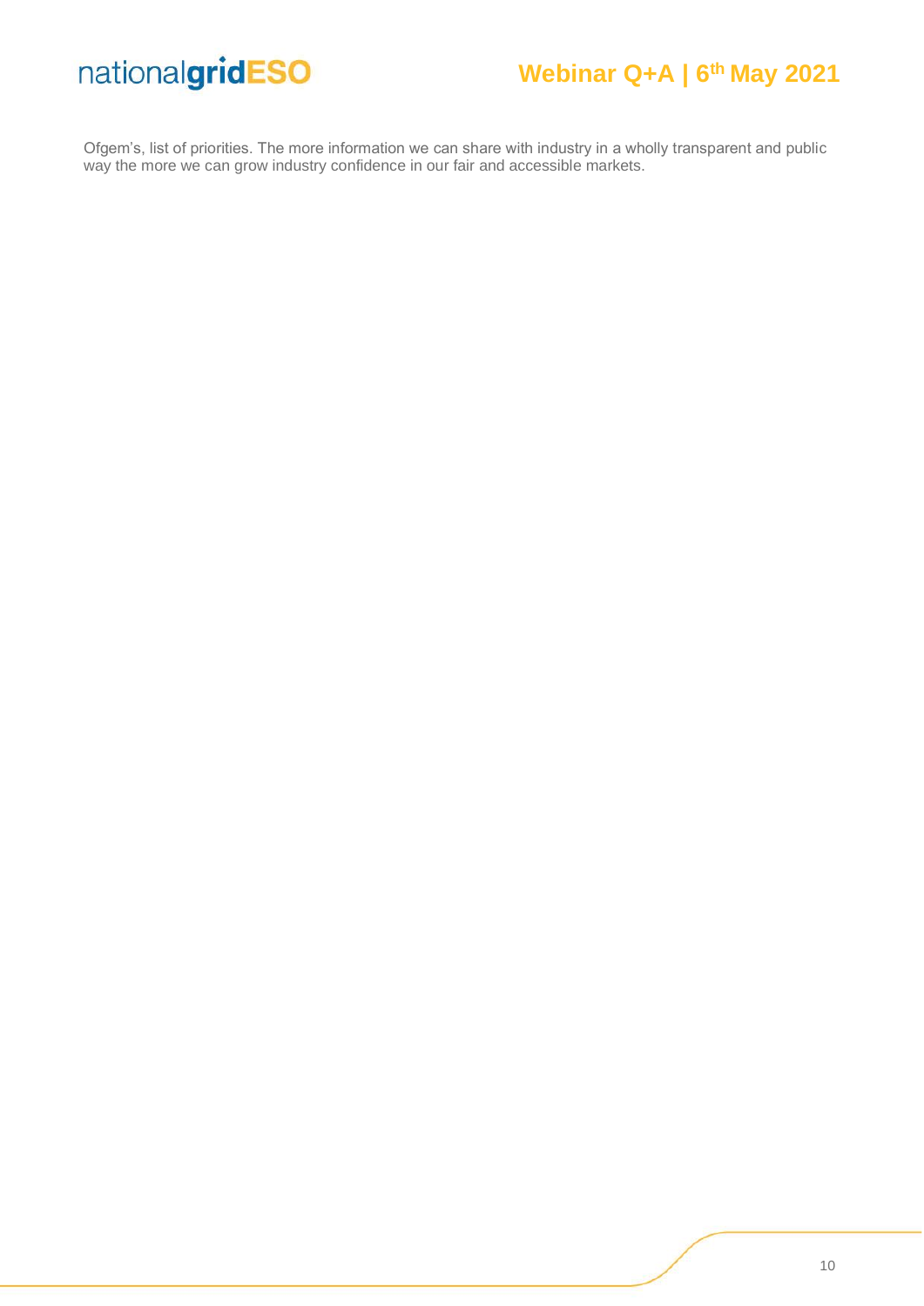Ofgem's, list of priorities. The more information we can share with industry in a wholly transparent and public way the more we can grow industry confidence in our fair and accessible markets.